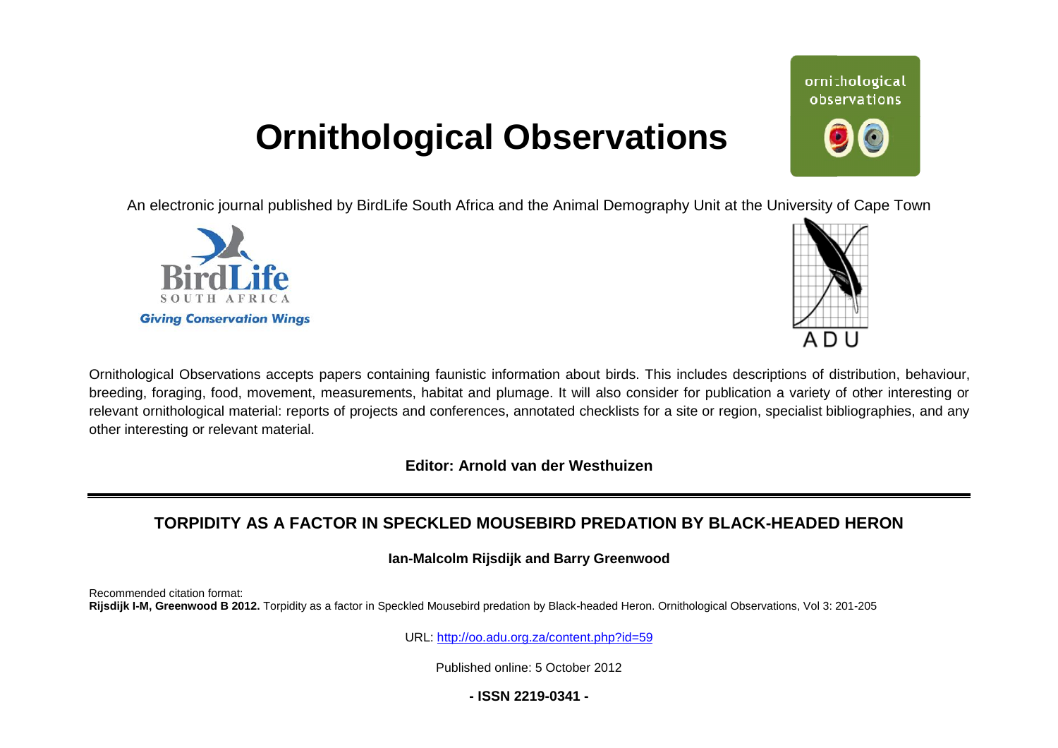# Ornithological Observations

An electronic journal published by BirdLife South Africa and the Animal Demography Unit at the University of Cape Town

Ornithological Observations accepts papers containing faunistic information about birds. This includes descriptions of distribution, behaviour, breeding, foraging, food, movement, measurements, habitat and plumage. It will also consider for publication a variety of other interesting or relevant ornithological material: reports of projects and conferences, annotated checklists for a site or region, specialist bibliographies, and any other interesting or relevant material.

**Editor: Arnold van der Westhuizen**

## TORPIDITY AS A FACTOR IN SPECKLED MOUSEBIRD PREDATION BY BLACK-HEADED HERON

**Ian-Malcolm Rijsdijk and Barry Greenwood**

Recommended citation format:
**Rijsdijk I-M, Greenwood B 2012.** Torpidity as a factor in Speckled Mousebird predation by Black-headed Heron. Ornithological Observations, Vol 3: 201-205

URL: http://oo.adu.org.za/content.php?id=59

Published online: 5 October 2012

**- ISSN 2219-0341 -**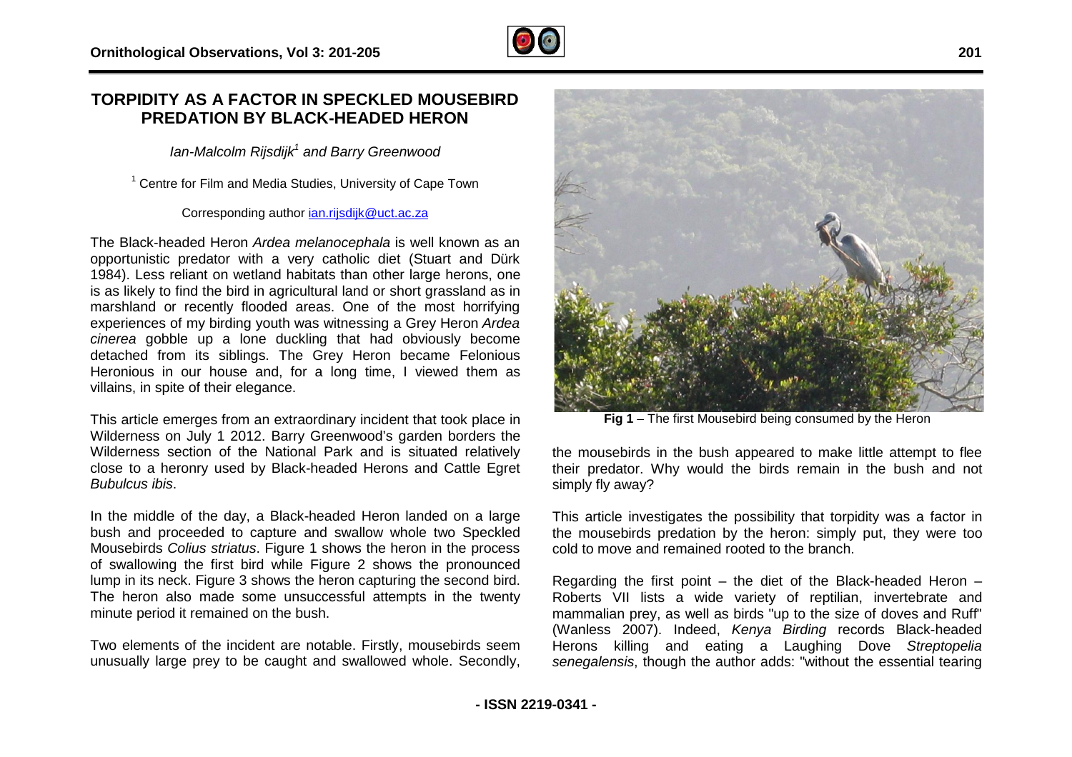# TORPIDITY AS A FACTOR IN SPECKLED MOUSEBIRD PREDATION BY BLACK-HEADED HERON

*Ian-Malcolm Rijsdijk*[1] *and Barry Greenwood*

[1] Centre for Film and Media Studies, University of Cape Town

Corresponding author ian.rijsdijk@uct.ac.za

The Black-headed Heron *Ardea melanocephala* is well known as an opportunistic predator with a very catholic diet (Stuart and Dürk 1984). Less reliant on wetland habitats than other large herons, one is as likely to find the bird in agricultural land or short grassland as in marshland or recently flooded areas. One of the most horrifying experiences of my birding youth was witnessing a Grey Heron *Ardea cinerea* gobble up a lone duckling that had obviously become detached from its siblings. The Grey Heron became Felonious Heronious in our house and, for a long time, I viewed them as villains, in spite of their elegance.

This article emerges from an extraordinary incident that took place in Wilderness on July 1 2012. Barry Greenwood's garden borders the Wilderness section of the National Park and is situated relatively close to a heronry used by Black-headed Herons and Cattle Egret *Bubulcus ibis*.

In the middle of the day, a Black-headed Heron landed on a large bush and proceeded to capture and swallow whole two Speckled Mousebirds *Colius striatus*. Figure 1 shows the heron in the process of swallowing the first bird while Figure 2 shows the pronounced lump in its neck. Figure 3 shows the heron capturing the second bird. The heron also made some unsuccessful attempts in the twenty minute period it remained on the bush.

Two elements of the incident are notable. Firstly, mousebirds seem unusually large prey to be caught and swallowed whole. Secondly, the mousebirds in the bush appeared to make little attempt to flee their predator. Why would the birds remain in the bush and not simply fly away?

**Fig 1** – The first Mousebird being consumed by the Heron

This article investigates the possibility that torpidity was a factor in the mousebirds predation by the heron: simply put, they were too cold to move and remained rooted to the branch.

Regarding the first point – the diet of the Black-headed Heron – Roberts VII lists a wide variety of reptilian, invertebrate and mammalian prey, as well as birds "up to the size of doves and Ruff" (Wanless 2007). Indeed, *Kenya Birding* records Black-headed Herons killing and eating a Laughing Dove *Streptopelia senegalensis*, though the author adds: "without the essential tearing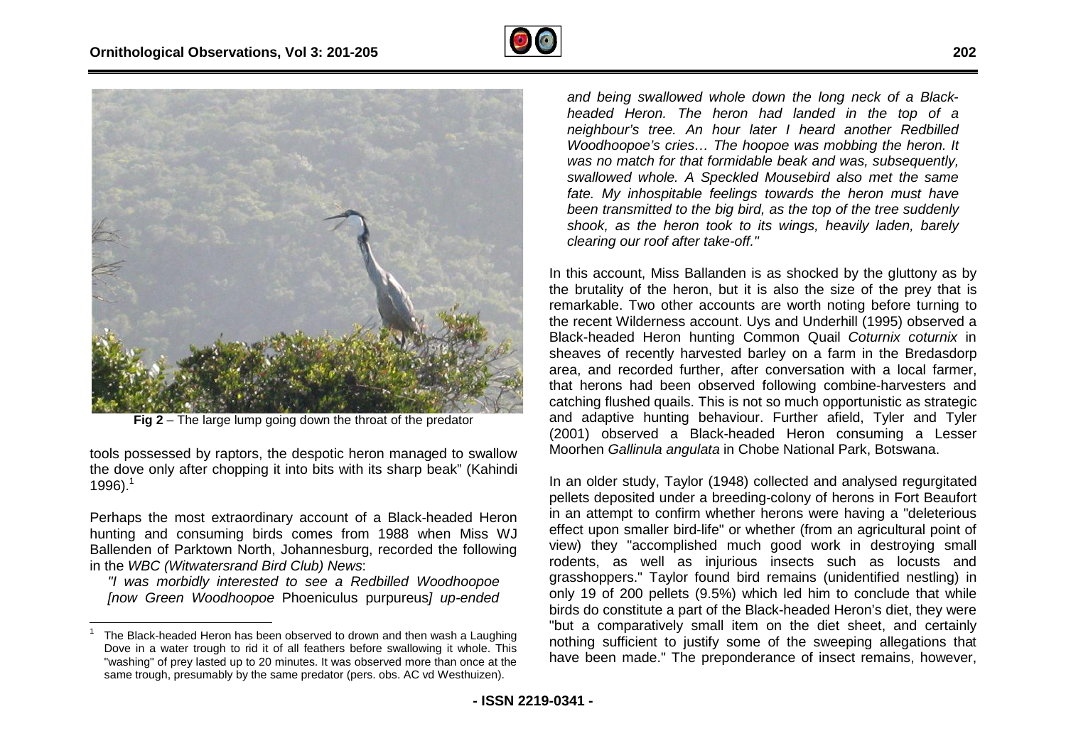**Fig 2** – The large lump going down the throat of the predator

tools possessed by raptors, the despotic heron managed to swallow the dove only after chopping it into bits with its sharp beak" (Kahindi 1996).[1]

Perhaps the most extraordinary account of a Black-headed Heron hunting and consuming birds comes from 1988 when Miss WJ Ballenden of Parktown North, Johannesburg, recorded the following in the *WBC (Witwatersrand Bird Club) News*:

*"I was morbidly interested to see a Redbilled Woodhoopoe [now Green Woodhoopoe* Phoeniculus purpureus*] up-ended and being swallowed whole down the long neck of a Black-headed Heron. The heron had landed in the top of a neighbour's tree. An hour later I heard another Redbilled Woodhoopoe's cries… The hoopoe was mobbing the heron. It was no match for that formidable beak and was, subsequently, swallowed whole. A Speckled Mousebird also met the same fate. My inhospitable feelings towards the heron must have been transmitted to the big bird, as the top of the tree suddenly shook, as the heron took to its wings, heavily laden, barely clearing our roof after take-off."*

In this account, Miss Ballanden is as shocked by the gluttony as by the brutality of the heron, but it is also the size of the prey that is remarkable. Two other accounts are worth noting before turning to the recent Wilderness account. Uys and Underhill (1995) observed a Black-headed Heron hunting Common Quail *Coturnix coturnix* in sheaves of recently harvested barley on a farm in the Bredasdorp area, and recorded further, after conversation with a local farmer, that herons had been observed following combine-harvesters and catching flushed quails. This is not so much opportunistic as strategic and adaptive hunting behaviour. Further afield, Tyler and Tyler (2001) observed a Black-headed Heron consuming a Lesser Moorhen *Gallinula angulata* in Chobe National Park, Botswana.

In an older study, Taylor (1948) collected and analysed regurgitated pellets deposited under a breeding-colony of herons in Fort Beaufort in an attempt to confirm whether herons were having a "deleterious effect upon smaller bird-life" or whether (from an agricultural point of view) they "accomplished much good work in destroying small rodents, as well as injurious insects such as locusts and grasshoppers." Taylor found bird remains (unidentified nestling) in only 19 of 200 pellets (9.5%) which led him to conclude that while birds do constitute a part of the Black-headed Heron's diet, they were "but a comparatively small item on the diet sheet, and certainly nothing sufficient to justify some of the sweeping allegations that have been made." The preponderance of insect remains, however,

[1] The Black-headed Heron has been observed to drown and then wash a Laughing Dove in a water trough to rid it of all feathers before swallowing it whole. This "washing" of prey lasted up to 20 minutes. It was observed more than once at the same trough, presumably by the same predator (pers. obs. AC vd Westhuizen).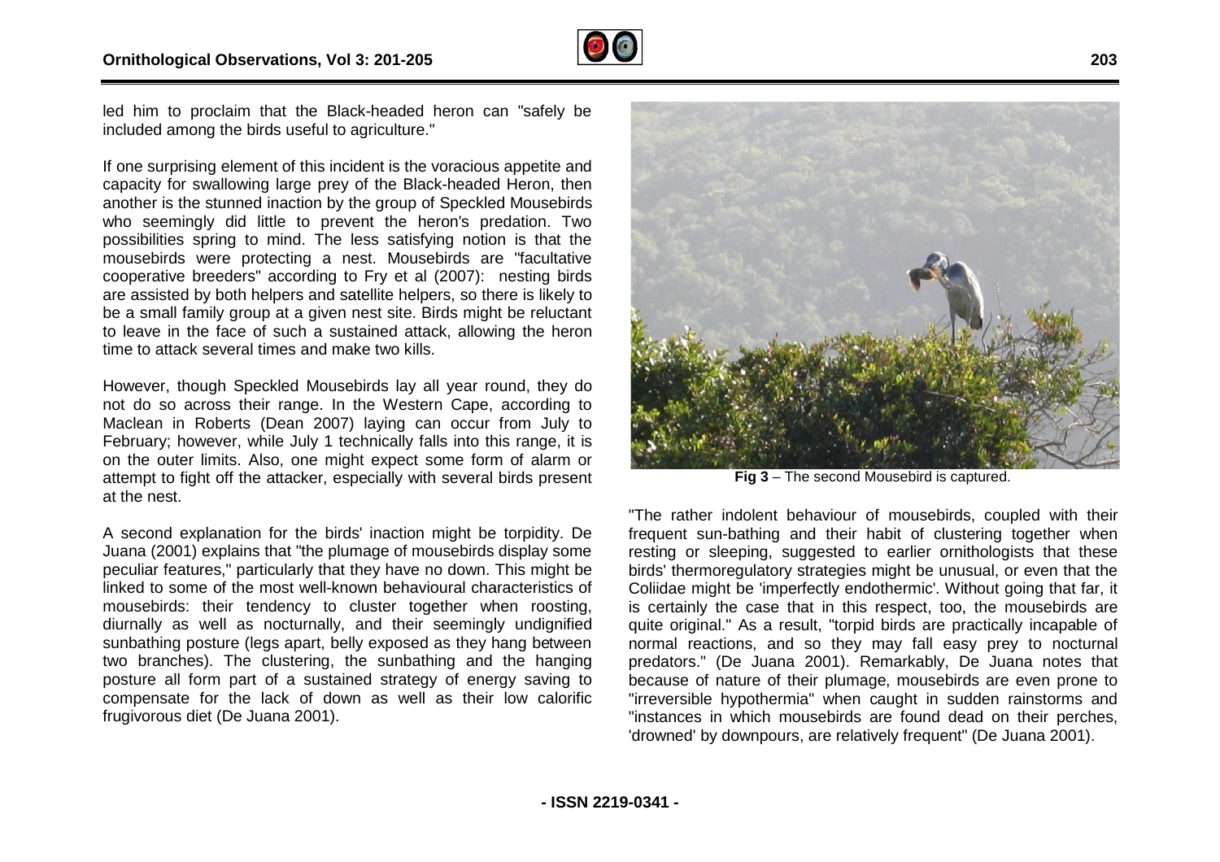led him to proclaim that the Black-headed heron can "safely be included among the birds useful to agriculture."

If one surprising element of this incident is the voracious appetite and capacity for swallowing large prey of the Black-headed Heron, then another is the stunned inaction by the group of Speckled Mousebirds who seemingly did little to prevent the heron's predation. Two possibilities spring to mind. The less satisfying notion is that the mousebirds were protecting a nest. Mousebirds are "facultative cooperative breeders" according to Fry et al (2007): nesting birds are assisted by both helpers and satellite helpers, so there is likely to be a small family group at a given nest site. Birds might be reluctant to leave in the face of such a sustained attack, allowing the heron time to attack several times and make two kills.

However, though Speckled Mousebirds lay all year round, they do not do so across their range. In the Western Cape, according to Maclean in Roberts (Dean 2007) laying can occur from July to February; however, while July 1 technically falls into this range, it is on the outer limits. Also, one might expect some form of alarm or attempt to fight off the attacker, especially with several birds present at the nest.

A second explanation for the birds' inaction might be torpidity. De Juana (2001) explains that "the plumage of mousebirds display some peculiar features," particularly that they have no down. This might be linked to some of the most well-known behavioural characteristics of mousebirds: their tendency to cluster together when roosting, diurnally as well as nocturnally, and their seemingly undignified sunbathing posture (legs apart, belly exposed as they hang between two branches). The clustering, the sunbathing and the hanging posture all form part of a sustained strategy of energy saving to compensate for the lack of down as well as their low calorific frugivorous diet (De Juana 2001).

**Fig 3** – The second Mousebird is captured.

"The rather indolent behaviour of mousebirds, coupled with their frequent sun-bathing and their habit of clustering together when resting or sleeping, suggested to earlier ornithologists that these birds' thermoregulatory strategies might be unusual, or even that the Coliidae might be 'imperfectly endothermic'. Without going that far, it is certainly the case that in this respect, too, the mousebirds are quite original." As a result, "torpid birds are practically incapable of normal reactions, and so they may fall easy prey to nocturnal predators." (De Juana 2001). Remarkably, De Juana notes that because of nature of their plumage, mousebirds are even prone to "irreversible hypothermia" when caught in sudden rainstorms and "instances in which mousebirds are found dead on their perches, 'drowned' by downpours, are relatively frequent" (De Juana 2001).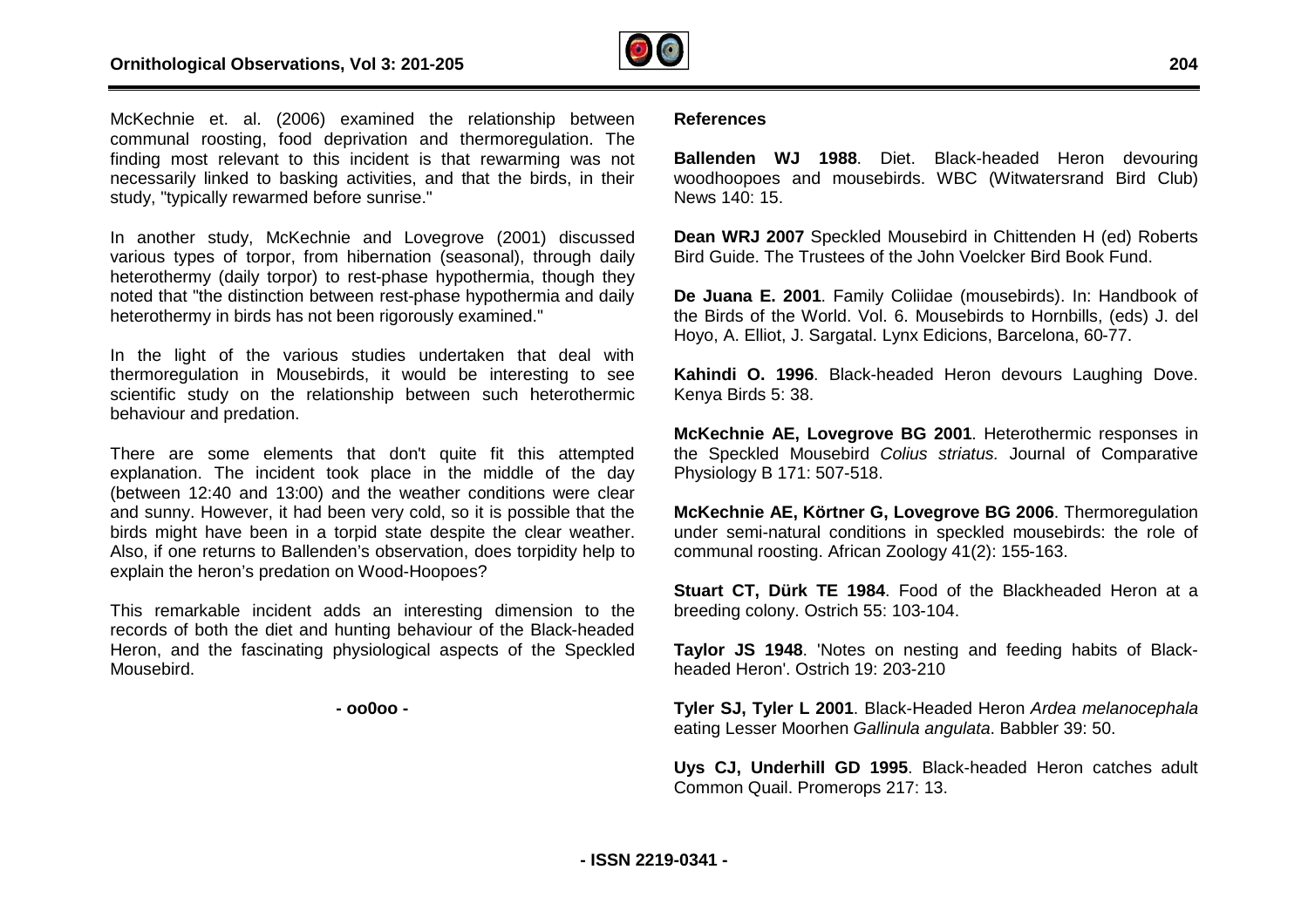McKechnie et. al. (2006) examined the relationship between communal roosting, food deprivation and thermoregulation. The finding most relevant to this incident is that rewarming was not necessarily linked to basking activities, and that the birds, in their study, "typically rewarmed before sunrise."

In another study, McKechnie and Lovegrove (2001) discussed various types of torpor, from hibernation (seasonal), through daily heterothermy (daily torpor) to rest-phase hypothermia, though they noted that "the distinction between rest-phase hypothermia and daily heterothermy in birds has not been rigorously examined."

In the light of the various studies undertaken that deal with thermoregulation in Mousebirds, it would be interesting to see scientific study on the relationship between such heterothermic behaviour and predation.

There are some elements that don't quite fit this attempted explanation. The incident took place in the middle of the day (between 12:40 and 13:00) and the weather conditions were clear and sunny. However, it had been very cold, so it is possible that the birds might have been in a torpid state despite the clear weather. Also, if one returns to Ballenden's observation, does torpidity help to explain the heron's predation on Wood-Hoopoes?

This remarkable incident adds an interesting dimension to the records of both the diet and hunting behaviour of the Black-headed Heron, and the fascinating physiological aspects of the Speckled Mousebird.

**- oo0oo -**

## References

**Ballenden WJ 1988**. Diet. Black-headed Heron devouring woodhoopoes and mousebirds. WBC (Witwatersrand Bird Club) News 140: 15.

**Dean WRJ 2007** Speckled Mousebird in Chittenden H (ed) Roberts Bird Guide. The Trustees of the John Voelcker Bird Book Fund.

**De Juana E. 2001**. Family Coliidae (mousebirds). In: Handbook of the Birds of the World. Vol. 6. Mousebirds to Hornbills, (eds) J. del Hoyo, A. Elliot, J. Sargatal. Lynx Edicions, Barcelona, 60-77.

**Kahindi O. 1996**. Black-headed Heron devours Laughing Dove. Kenya Birds 5: 38.

**McKechnie AE, Lovegrove BG 2001**. Heterothermic responses in the Speckled Mousebird *Colius striatus.* Journal of Comparative Physiology B 171: 507-518.

**McKechnie AE, Körtner G, Lovegrove BG 2006**. Thermoregulation under semi-natural conditions in speckled mousebirds: the role of communal roosting. African Zoology 41(2): 155-163.

**Stuart CT, Dürk TE 1984**. Food of the Blackheaded Heron at a breeding colony. Ostrich 55: 103-104.

**Taylor JS 1948**. 'Notes on nesting and feeding habits of Black-headed Heron'. Ostrich 19: 203-210

**Tyler SJ, Tyler L 2001**. Black-Headed Heron *Ardea melanocephala* eating Lesser Moorhen *Gallinula angulata*. Babbler 39: 50.

**Uys CJ, Underhill GD 1995**. Black-headed Heron catches adult Common Quail. Promerops 217: 13.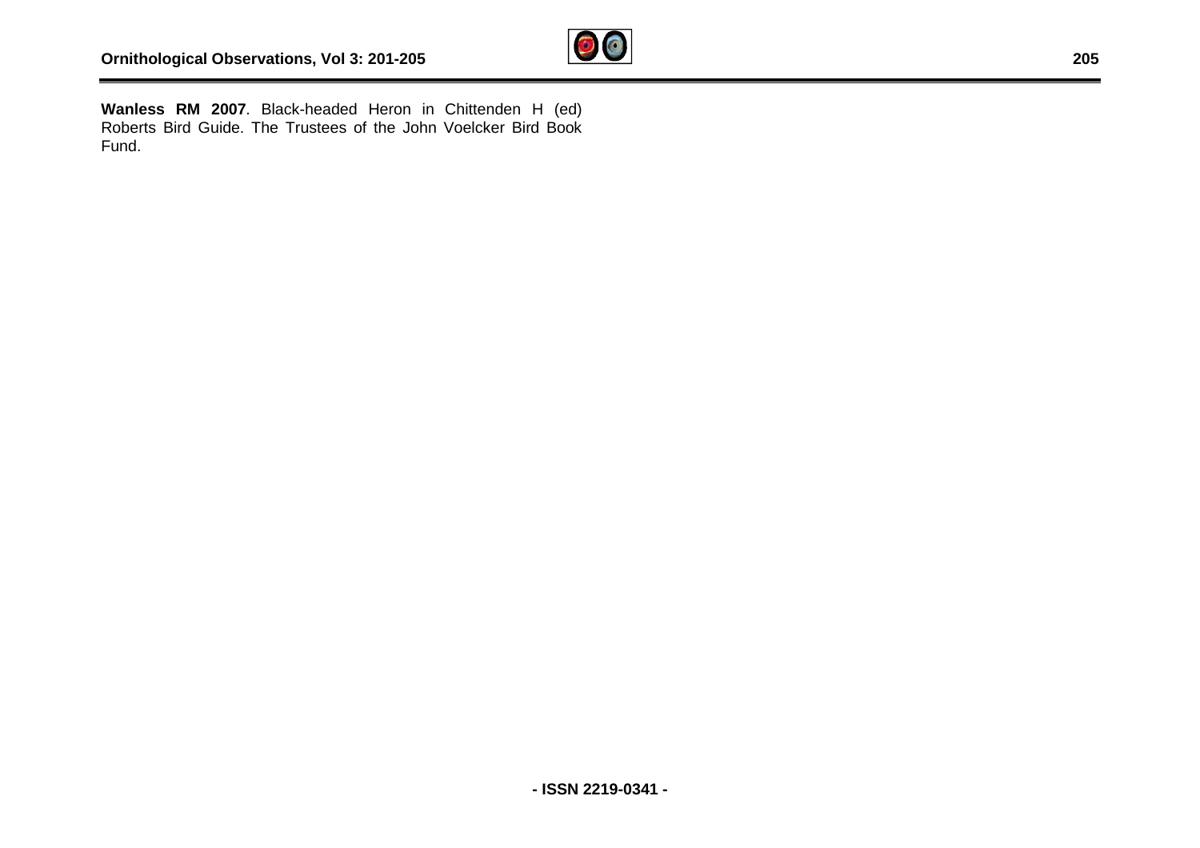**Wanless RM 2007**. Black-headed Heron in Chittenden H (ed) Roberts Bird Guide. The Trustees of the John Voelcker Bird Book Fund.